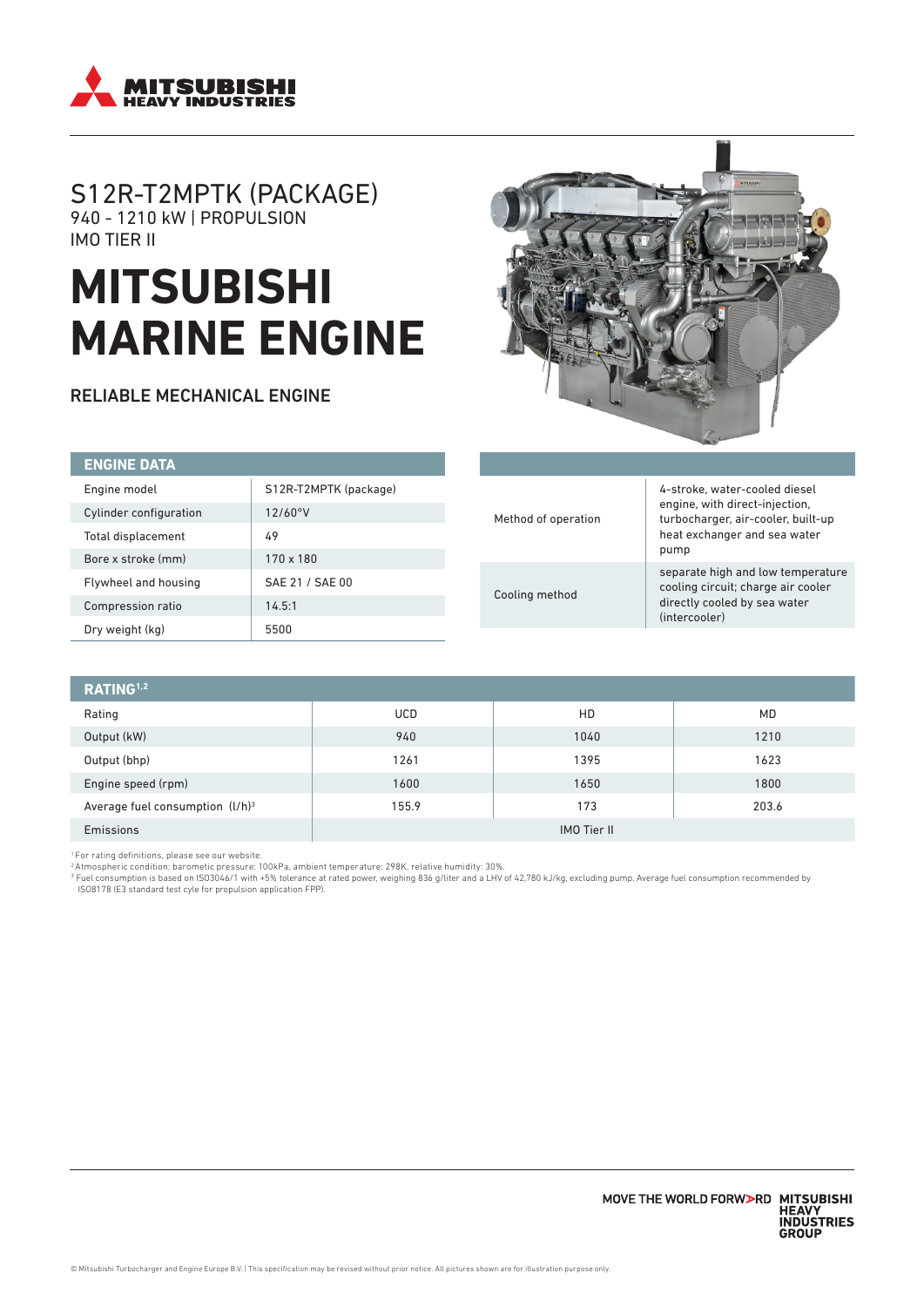# S12R-T2MPTK (PACKAGE)

940 - 1210 kW | PROPULSION

IMO TIER II

# MITSUBISHI MARINE ENGINE

## RELIABLE MECHANICAL ENGINE

| ENGINE DATA | |
|---|---|
| Engine model | S12R-T2MPTK (package) |
| Cylinder configuration | 12/60°V |
| Total displacement | 49 |
| Bore x stroke (mm) | 170 x 180 |
| Flywheel and housing | SAE 21 / SAE 00 |
| Compression ratio | 14.5:1 |
| Dry weight (kg) | 5500 |

| | |
|---|---|
| Method of operation | 4-stroke, water-cooled diesel engine, with direct-injection, turbocharger, air-cooler, built-up heat exchanger and sea water pump |
| Cooling method | separate high and low temperature cooling circuit; charge air cooler directly cooled by sea water (intercooler) |

| RATING[1,2] | | | |
|---|---|---|---|
| Rating | UCD | HD | MD |
| Output (kW) | 940 | 1040 | 1210 |
| Output (bhp) | 1261 | 1395 | 1623 |
| Engine speed (rpm) | 1600 | 1650 | 1800 |
| Average fuel consumption (l/h)[3] | 155.9 | 173 | 203.6 |
| Emissions | IMO Tier II | | |

[1] For rating definitions, please see our website.

[2] Atmospheric condition: barometic pressure: 100kPa, ambient temperature: 298K, relative humidity: 30%.

[3] Fuel consumption is based on ISO3046/1 with +5% tolerance at rated power, weighing 836 g/liter and a LHV of 42,780 kJ/kg, excluding pump. Average fuel consumption recommended by ISO8178 (E3 standard test cyle for propulsion application FPP).

MOVE THE WORLD FORWARD MITSUBISHI HEAVY INDUSTRIES GROUP

© Mitsubishi Turbocharger and Engine Europe B.V. | This specification may be revised without prior notice. All pictures shown are for illustration purpose only.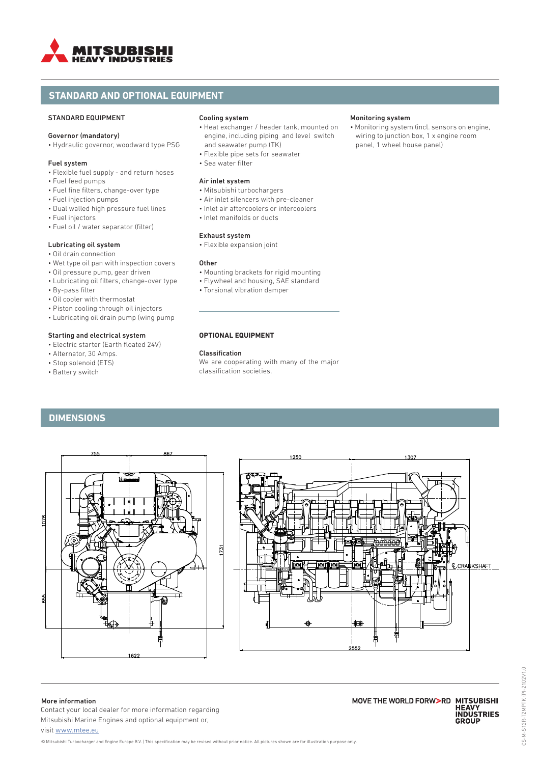## STANDARD AND OPTIONAL EQUIPMENT

### STANDARD EQUIPMENT

**Governor (mandatory)**
- Hydraulic governor, woodward type PSG

**Fuel system**
- Flexible fuel supply - and return hoses
- Fuel feed pumps
- Fuel fine filters, change-over type
- Fuel injection pumps
- Dual walled high pressure fuel lines
- Fuel injectors
- Fuel oil / water separator (filter)

**Lubricating oil system**
- Oil drain connection
- Wet type oil pan with inspection covers
- Oil pressure pump, gear driven
- Lubricating oil filters, change-over type
- By-pass filter
- Oil cooler with thermostat
- Piston cooling through oil injectors
- Lubricating oil drain pump (wing pump

**Starting and electrical system**
- Electric starter (Earth floated 24V)
- Alternator, 30 Amps.
- Stop solenoid (ETS)
- Battery switch

**Cooling system**
- Heat exchanger / header tank, mounted on engine, including piping and level switch and seawater pump (TK)
- Flexible pipe sets for seawater
- Sea water filter

**Air inlet system**
- Mitsubishi turbochargers
- Air inlet silencers with pre-cleaner
- Inlet air aftercoolers or intercoolers
- Inlet manifolds or ducts

**Exhaust system**
- Flexible expansion joint

**Other**
- Mounting brackets for rigid mounting
- Flywheel and housing, SAE standard
- Torsional vibration damper

**Monitoring system**
- Monitoring system (incl. sensors on engine, wiring to junction box, 1 x engine room panel, 1 wheel house panel)

### OPTIONAL EQUIPMENT

**Classification**

We are cooperating with many of the major classification societies.

## DIMENSIONS

755
867
1076
655
1731
1622

1250
1307
℄ CRANKSHAFT
2552

**More information**

Contact your local dealer for more information regarding Mitsubishi Marine Engines and optional equipment or, visit www.mtee.eu

MOVE THE WORLD FORWARD MITSUBISHI HEAVY INDUSTRIES GROUP

© Mitsubishi Turbocharger and Engine Europe B.V. | This specification may be revised without prior notice. All pictures shown are for illustration purpose only.

CS-M-S12R-T2MPTK (P)-2102V1.0